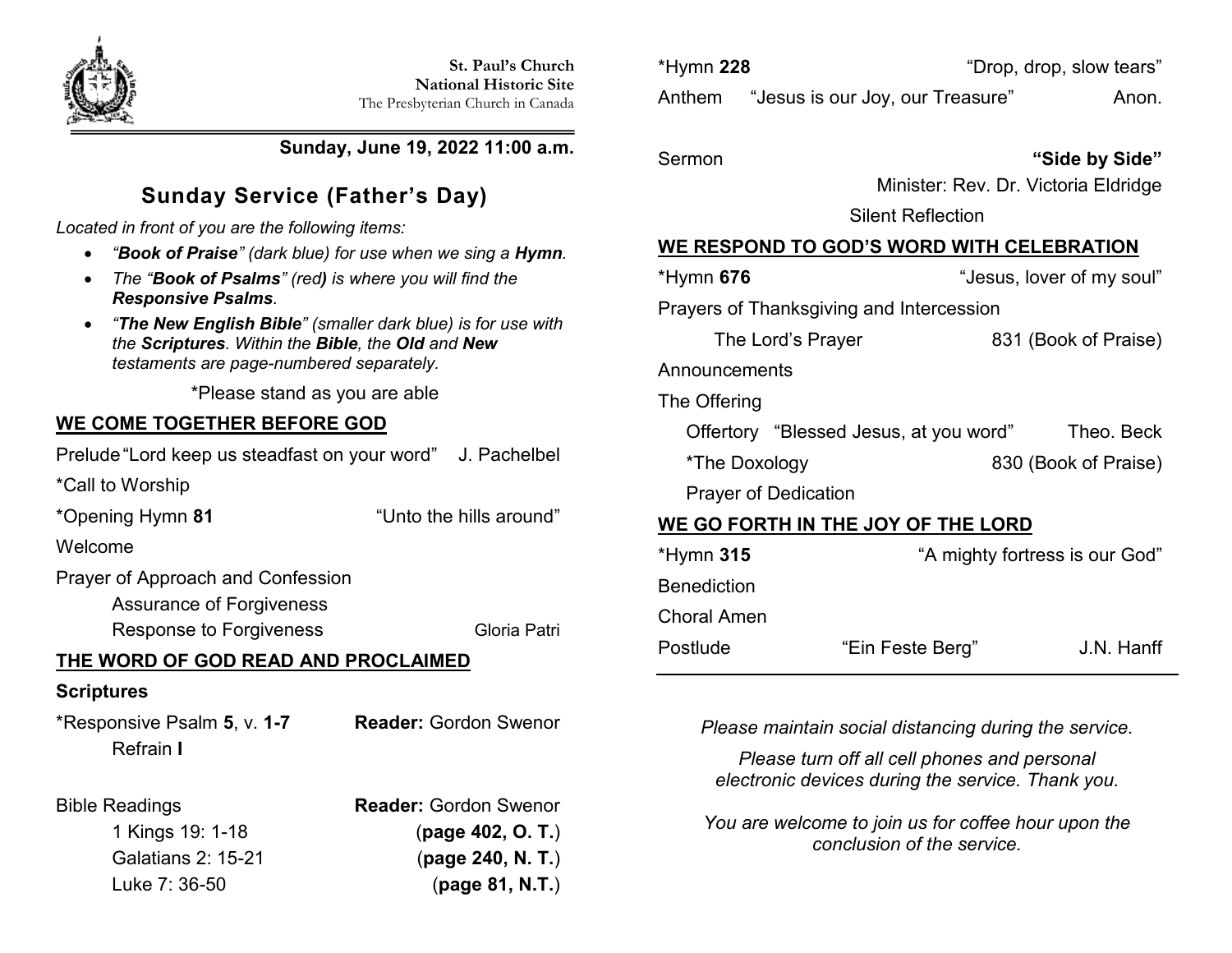**St. Paul's Church**
**National Historic Site**
The Presbyterian Church in Canada

**Sunday, June 19, 2022 11:00 a.m.**

# Sunday Service (Father's Day)

*Located in front of you are the following items:*

- *"**Book of Praise**" (dark blue) for use when we sing a **Hymn**.*
- *The "**Book of Psalms**" (red**)** is where you will find the **Responsive Psalms**.*
- *"**The New English Bible**" (smaller dark blue) is for use with the **Scriptures**. Within the **Bible**, the **Old** and **New** testaments are page-numbered separately.*

*Please stand as you are able

## WE COME TOGETHER BEFORE GOD

Prelude "Lord keep us steadfast on your word" J. Pachelbel

*Call to Worship

*Opening Hymn **81** "Unto the hills around"

Welcome

Prayer of Approach and Confession

Assurance of Forgiveness

Response to Forgiveness Gloria Patri

## THE WORD OF GOD READ AND PROCLAIMED

**Scriptures**

*Responsive Psalm **5**, v. **1-7** **Reader:** Gordon Swenor

Refrain **I**

Bible Readings **Reader:** Gordon Swenor

1 Kings 19: 1-18 (**page 402, O. T.**)

Galatians 2: 15-21 (**page 240, N. T.**)

Luke 7: 36-50 (**page 81, N.T.**)

*Hymn **228** "Drop, drop, slow tears"

Anthem "Jesus is our Joy, our Treasure" Anon.

Sermon **"Side by Side"**

Minister: Rev. Dr. Victoria Eldridge

Silent Reflection

## WE RESPOND TO GOD'S WORD WITH CELEBRATION

*Hymn **676** "Jesus, lover of my soul"

Prayers of Thanksgiving and Intercession

The Lord's Prayer 831 (Book of Praise)

Announcements

The Offering

Offertory "Blessed Jesus, at you word" Theo. Beck

*The Doxology 830 (Book of Praise)

Prayer of Dedication

## WE GO FORTH IN THE JOY OF THE LORD

*Hymn **315** "A mighty fortress is our God"

Benediction

Choral Amen

Postlude "Ein Feste Berg" J.N. Hanff

---

*Please maintain social distancing during the service.*

*Please turn off all cell phones and personal electronic devices during the service. Thank you.*

*You are welcome to join us for coffee hour upon the conclusion of the service.*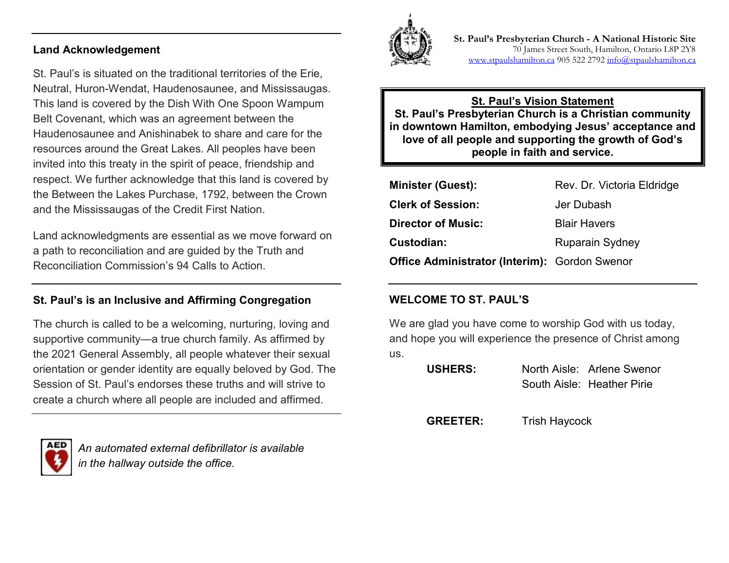## Land Acknowledgement

St. Paul's is situated on the traditional territories of the Erie, Neutral, Huron-Wendat, Haudenosaunee, and Mississaugas. This land is covered by the Dish With One Spoon Wampum Belt Covenant, which was an agreement between the Haudenosaunee and Anishinabek to share and care for the resources around the Great Lakes. All peoples have been invited into this treaty in the spirit of peace, friendship and respect. We further acknowledge that this land is covered by the Between the Lakes Purchase, 1792, between the Crown and the Mississaugas of the Credit First Nation.

Land acknowledgments are essential as we move forward on a path to reconciliation and are guided by the Truth and Reconciliation Commission's 94 Calls to Action.

## St. Paul's is an Inclusive and Affirming Congregation

The church is called to be a welcoming, nurturing, loving and supportive community—a true church family. As affirmed by the 2021 General Assembly, all people whatever their sexual orientation or gender identity are equally beloved by God. The Session of St. Paul's endorses these truths and will strive to create a church where all people are included and affirmed.

*An automated external defibrillator is available in the hallway outside the office.*

**St. Paul's Presbyterian Church - A National Historic Site**
70 James Street South, Hamilton, Ontario L8P 2Y8
www.stpaulshamilton.ca 905 522 2792 info@stpaulshamilton.ca

**St. Paul's Vision Statement**
**St. Paul's Presbyterian Church is a Christian community in downtown Hamilton, embodying Jesus' acceptance and love of all people and supporting the growth of God's people in faith and service.**

**Minister (Guest):** Rev. Dr. Victoria Eldridge
**Clerk of Session:** Jer Dubash
**Director of Music:** Blair Havers
**Custodian:** Ruparain Sydney
**Office Administrator (Interim):** Gordon Swenor

## WELCOME TO ST. PAUL'S

We are glad you have come to worship God with us today, and hope you will experience the presence of Christ among us.

**USHERS:** North Aisle: Arlene Swenor
South Aisle: Heather Pirie

**GREETER:** Trish Haycock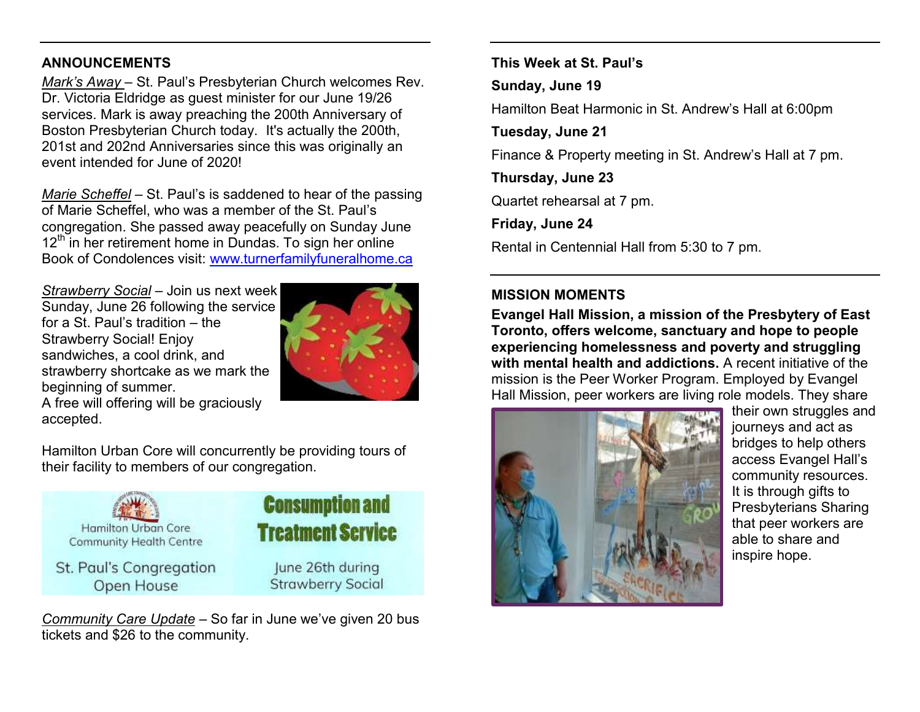## ANNOUNCEMENTS

*Mark's Away* – St. Paul's Presbyterian Church welcomes Rev. Dr. Victoria Eldridge as guest minister for our June 19/26 services. Mark is away preaching the 200th Anniversary of Boston Presbyterian Church today. It's actually the 200th, 201st and 202nd Anniversaries since this was originally an event intended for June of 2020!

*Marie Scheffel* – St. Paul's is saddened to hear of the passing of Marie Scheffel, who was a member of the St. Paul's congregation. She passed away peacefully on Sunday June 12th in her retirement home in Dundas. To sign her online Book of Condolences visit: www.turnerfamilyfuneralhome.ca

*Strawberry Social* – Join us next week Sunday, June 26 following the service for a St. Paul's tradition – the Strawberry Social! Enjoy sandwiches, a cool drink, and strawberry shortcake as we mark the beginning of summer.
A free will offering will be graciously accepted.

Hamilton Urban Core will concurrently be providing tours of their facility to members of our congregation.

Hamilton Urban Core Community Health Centre

St. Paul's Congregation Open House

Consumption and Treatment Service

June 26th during Strawberry Social

*Community Care Update* – So far in June we've given 20 bus tickets and $26 to the community.

## This Week at St. Paul's

**Sunday, June 19**

Hamilton Beat Harmonic in St. Andrew's Hall at 6:00pm

**Tuesday, June 21**

Finance & Property meeting in St. Andrew's Hall at 7 pm.

**Thursday, June 23**

Quartet rehearsal at 7 pm.

**Friday, June 24**

Rental in Centennial Hall from 5:30 to 7 pm.

## MISSION MOMENTS

**Evangel Hall Mission, a mission of the Presbytery of East Toronto, offers welcome, sanctuary and hope to people experiencing homelessness and poverty and struggling with mental health and addictions.** A recent initiative of the mission is the Peer Worker Program. Employed by Evangel Hall Mission, peer workers are living role models. They share their own struggles and journeys and act as bridges to help others access Evangel Hall's community resources. It is through gifts to Presbyterians Sharing that peer workers are able to share and inspire hope.